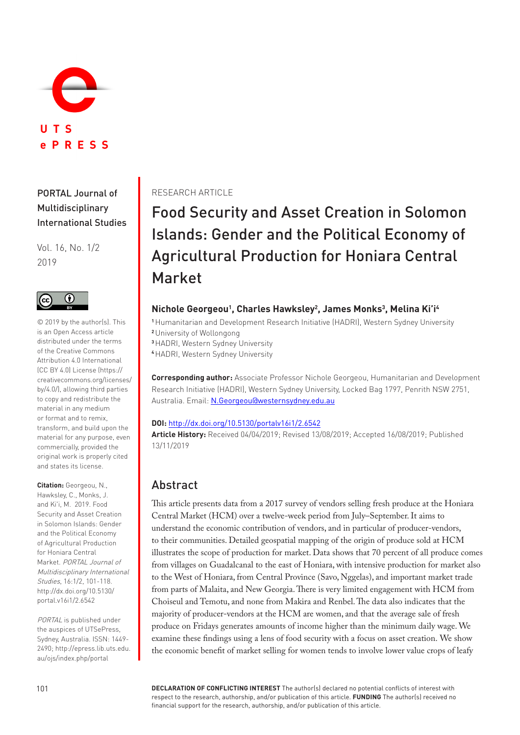PORTAL Journal of Multidisciplinary International Studies

Vol. 16, No. 1/2
2019

© 2019 by the author(s). This is an Open Access article distributed under the terms of the Creative Commons Attribution 4.0 International (CC BY 4.0) License (https://creativecommons.org/licenses/by/4.0/), allowing third parties to copy and redistribute the material in any medium or format and to remix, transform, and build upon the material for any purpose, even commercially, provided the original work is properly cited and states its license.

**Citation:** Georgeou, N., Hawksley, C., Monks, J. and Ki'i, M. 2019. Food Security and Asset Creation in Solomon Islands: Gender and the Political Economy of Agricultural Production for Honiara Central Market. *PORTAL Journal of Multidisciplinary International Studies*, 16:1/2, 101-118. http://dx.doi.org/10.5130/portal.v16i1/2.6542

*PORTAL* is published under the auspices of UTSePress, Sydney, Australia. ISSN: 1449-2490; http://epress.lib.uts.edu.au/ojs/index.php/portal

RESEARCH ARTICLE

# Food Security and Asset Creation in Solomon Islands: Gender and the Political Economy of Agricultural Production for Honiara Central Market

**Nichole Georgeou[1], Charles Hawksley[2], James Monks[3], Melina Ki'i[4]**

[1] Humanitarian and Development Research Initiative (HADRI), Western Sydney University
[2] University of Wollongong
[3] HADRI, Western Sydney University
[4] HADRI, Western Sydney University

**Corresponding author:** Associate Professor Nichole Georgeou, Humanitarian and Development Research Initiative (HADRI), Western Sydney University, Locked Bag 1797, Penrith NSW 2751, Australia. Email: N.Georgeou@westernsydney.edu.au

**DOI:** http://dx.doi.org/10.5130/portalv16i1/2.6542
**Article History:** Received 04/04/2019; Revised 13/08/2019; Accepted 16/08/2019; Published 13/11/2019

## Abstract

This article presents data from a 2017 survey of vendors selling fresh produce at the Honiara Central Market (HCM) over a twelve-week period from July–September. It aims to understand the economic contribution of vendors, and in particular of producer-vendors, to their communities. Detailed geospatial mapping of the origin of produce sold at HCM illustrates the scope of production for market. Data shows that 70 percent of all produce comes from villages on Guadalcanal to the east of Honiara, with intensive production for market also to the West of Honiara, from Central Province (Savo, Nggelas), and important market trade from parts of Malaita, and New Georgia. There is very limited engagement with HCM from Choiseul and Temotu, and none from Makira and Renbel. The data also indicates that the majority of producer-vendors at the HCM are women, and that the average sale of fresh produce on Fridays generates amounts of income higher than the minimum daily wage. We examine these findings using a lens of food security with a focus on asset creation. We show the economic benefit of market selling for women tends to involve lower value crops of leafy

**DECLARATION OF CONFLICTING INTEREST** The author(s) declared no potential conflicts of interest with respect to the research, authorship, and/or publication of this article. **FUNDING** The author(s) received no financial support for the research, authorship, and/or publication of this article.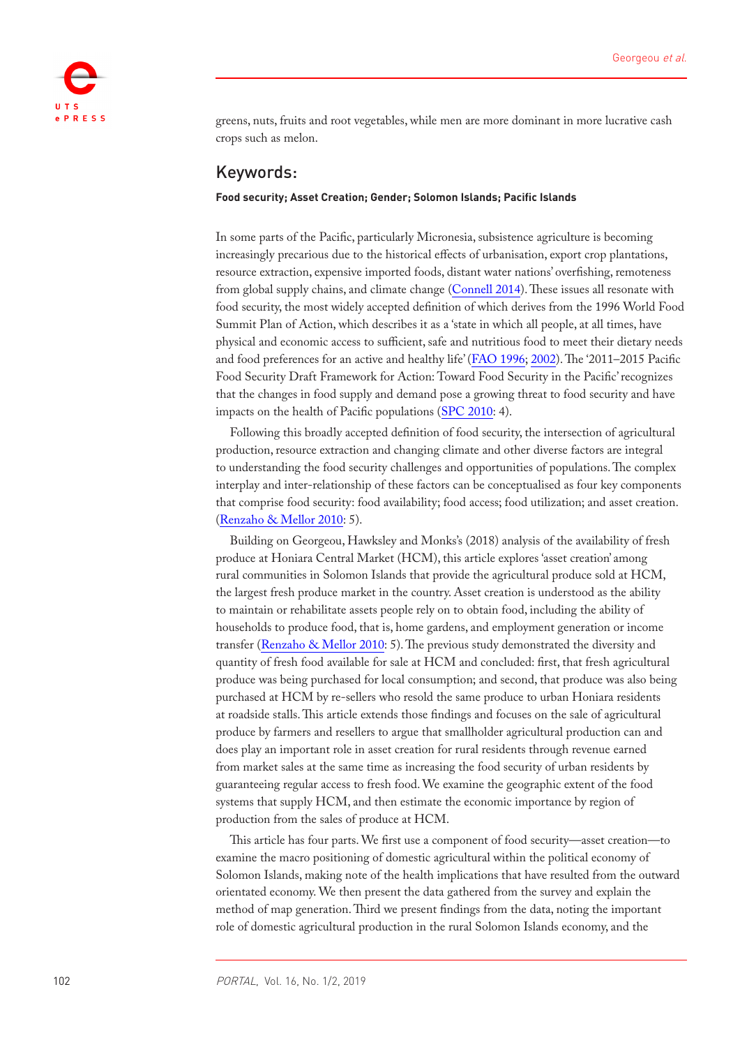greens, nuts, fruits and root vegetables, while men are more dominant in more lucrative cash crops such as melon.

## Keywords:

**Food security; Asset Creation; Gender; Solomon Islands; Pacific Islands**

In some parts of the Pacific, particularly Micronesia, subsistence agriculture is becoming increasingly precarious due to the historical effects of urbanisation, export crop plantations, resource extraction, expensive imported foods, distant water nations' overfishing, remoteness from global supply chains, and climate change (Connell 2014). These issues all resonate with food security, the most widely accepted definition of which derives from the 1996 World Food Summit Plan of Action, which describes it as a 'state in which all people, at all times, have physical and economic access to sufficient, safe and nutritious food to meet their dietary needs and food preferences for an active and healthy life' (FAO 1996; 2002). The '2011–2015 Pacific Food Security Draft Framework for Action: Toward Food Security in the Pacific' recognizes that the changes in food supply and demand pose a growing threat to food security and have impacts on the health of Pacific populations (SPC 2010: 4).

Following this broadly accepted definition of food security, the intersection of agricultural production, resource extraction and changing climate and other diverse factors are integral to understanding the food security challenges and opportunities of populations. The complex interplay and inter-relationship of these factors can be conceptualised as four key components that comprise food security: food availability; food access; food utilization; and asset creation. (Renzaho & Mellor 2010: 5).

Building on Georgeou, Hawksley and Monks's (2018) analysis of the availability of fresh produce at Honiara Central Market (HCM), this article explores 'asset creation' among rural communities in Solomon Islands that provide the agricultural produce sold at HCM, the largest fresh produce market in the country. Asset creation is understood as the ability to maintain or rehabilitate assets people rely on to obtain food, including the ability of households to produce food, that is, home gardens, and employment generation or income transfer (Renzaho & Mellor 2010: 5). The previous study demonstrated the diversity and quantity of fresh food available for sale at HCM and concluded: first, that fresh agricultural produce was being purchased for local consumption; and second, that produce was also being purchased at HCM by re-sellers who resold the same produce to urban Honiara residents at roadside stalls. This article extends those findings and focuses on the sale of agricultural produce by farmers and resellers to argue that smallholder agricultural production can and does play an important role in asset creation for rural residents through revenue earned from market sales at the same time as increasing the food security of urban residents by guaranteeing regular access to fresh food. We examine the geographic extent of the food systems that supply HCM, and then estimate the economic importance by region of production from the sales of produce at HCM.

This article has four parts. We first use a component of food security—asset creation—to examine the macro positioning of domestic agricultural within the political economy of Solomon Islands, making note of the health implications that have resulted from the outward orientated economy. We then present the data gathered from the survey and explain the method of map generation. Third we present findings from the data, noting the important role of domestic agricultural production in the rural Solomon Islands economy, and the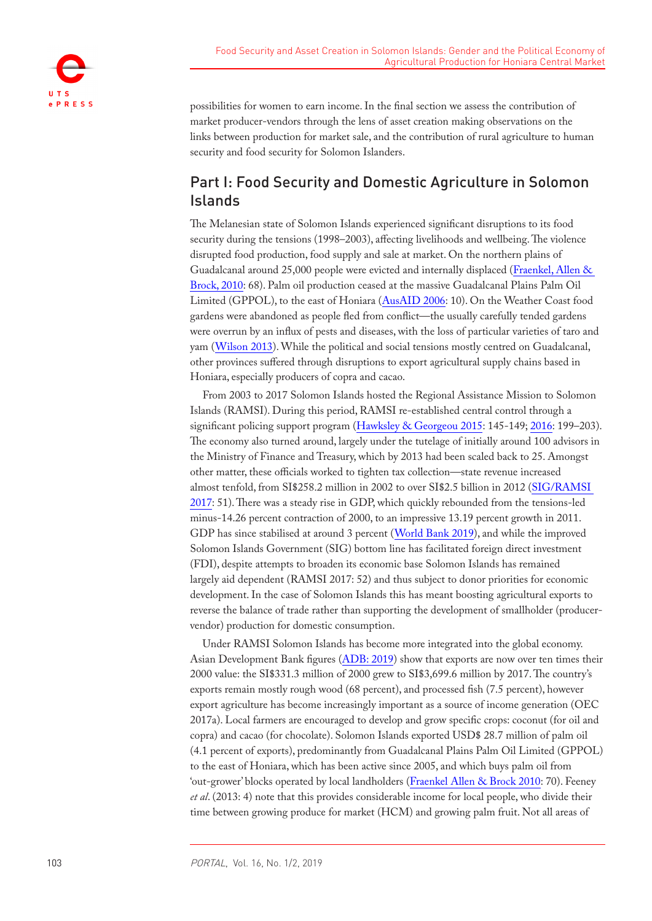possibilities for women to earn income. In the final section we assess the contribution of market producer-vendors through the lens of asset creation making observations on the links between production for market sale, and the contribution of rural agriculture to human security and food security for Solomon Islanders.

## Part I: Food Security and Domestic Agriculture in Solomon Islands

The Melanesian state of Solomon Islands experienced significant disruptions to its food security during the tensions (1998–2003), affecting livelihoods and wellbeing. The violence disrupted food production, food supply and sale at market. On the northern plains of Guadalcanal around 25,000 people were evicted and internally displaced (Fraenkel, Allen & Brock, 2010: 68). Palm oil production ceased at the massive Guadalcanal Plains Palm Oil Limited (GPPOL), to the east of Honiara (AusAID 2006: 10). On the Weather Coast food gardens were abandoned as people fled from conflict—the usually carefully tended gardens were overrun by an influx of pests and diseases, with the loss of particular varieties of taro and yam (Wilson 2013). While the political and social tensions mostly centred on Guadalcanal, other provinces suffered through disruptions to export agricultural supply chains based in Honiara, especially producers of copra and cacao.

From 2003 to 2017 Solomon Islands hosted the Regional Assistance Mission to Solomon Islands (RAMSI). During this period, RAMSI re-established central control through a significant policing support program (Hawksley & Georgeou 2015: 145-149; 2016: 199–203). The economy also turned around, largely under the tutelage of initially around 100 advisors in the Ministry of Finance and Treasury, which by 2013 had been scaled back to 25. Amongst other matter, these officials worked to tighten tax collection—state revenue increased almost tenfold, from SI$258.2 million in 2002 to over SI$2.5 billion in 2012 (SIG/RAMSI 2017: 51). There was a steady rise in GDP, which quickly rebounded from the tensions-led minus-14.26 percent contraction of 2000, to an impressive 13.19 percent growth in 2011. GDP has since stabilised at around 3 percent (World Bank 2019), and while the improved Solomon Islands Government (SIG) bottom line has facilitated foreign direct investment (FDI), despite attempts to broaden its economic base Solomon Islands has remained largely aid dependent (RAMSI 2017: 52) and thus subject to donor priorities for economic development. In the case of Solomon Islands this has meant boosting agricultural exports to reverse the balance of trade rather than supporting the development of smallholder (producer-vendor) production for domestic consumption.

Under RAMSI Solomon Islands has become more integrated into the global economy. Asian Development Bank figures (ADB: 2019) show that exports are now over ten times their 2000 value: the SI$331.3 million of 2000 grew to SI$3,699.6 million by 2017. The country's exports remain mostly rough wood (68 percent), and processed fish (7.5 percent), however export agriculture has become increasingly important as a source of income generation (OEC 2017a). Local farmers are encouraged to develop and grow specific crops: coconut (for oil and copra) and cacao (for chocolate). Solomon Islands exported USD$ 28.7 million of palm oil (4.1 percent of exports), predominantly from Guadalcanal Plains Palm Oil Limited (GPPOL) to the east of Honiara, which has been active since 2005, and which buys palm oil from 'out-grower' blocks operated by local landholders (Fraenkel Allen & Brock 2010: 70). Feeney *et al*. (2013: 4) note that this provides considerable income for local people, who divide their time between growing produce for market (HCM) and growing palm fruit. Not all areas of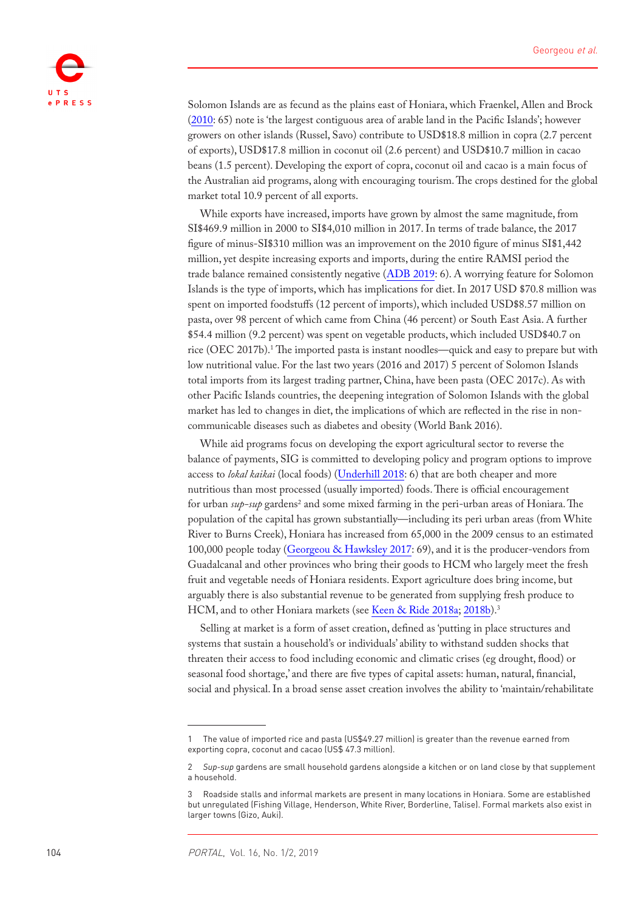Solomon Islands are as fecund as the plains east of Honiara, which Fraenkel, Allen and Brock (2010: 65) note is 'the largest contiguous area of arable land in the Pacific Islands'; however growers on other islands (Russel, Savo) contribute to USD$18.8 million in copra (2.7 percent of exports), USD$17.8 million in coconut oil (2.6 percent) and USD$10.7 million in cacao beans (1.5 percent). Developing the export of copra, coconut oil and cacao is a main focus of the Australian aid programs, along with encouraging tourism. The crops destined for the global market total 10.9 percent of all exports.

While exports have increased, imports have grown by almost the same magnitude, from SI$469.9 million in 2000 to SI$4,010 million in 2017. In terms of trade balance, the 2017 figure of minus-SI$310 million was an improvement on the 2010 figure of minus SI$1,442 million, yet despite increasing exports and imports, during the entire RAMSI period the trade balance remained consistently negative (ADB 2019: 6). A worrying feature for Solomon Islands is the type of imports, which has implications for diet. In 2017 USD $70.8 million was spent on imported foodstuffs (12 percent of imports), which included USD$8.57 million on pasta, over 98 percent of which came from China (46 percent) or South East Asia. A further $54.4 million (9.2 percent) was spent on vegetable products, which included USD$40.7 on rice (OEC 2017b).[1] The imported pasta is instant noodles—quick and easy to prepare but with low nutritional value. For the last two years (2016 and 2017) 5 percent of Solomon Islands total imports from its largest trading partner, China, have been pasta (OEC 2017c). As with other Pacific Islands countries, the deepening integration of Solomon Islands with the global market has led to changes in diet, the implications of which are reflected in the rise in non-communicable diseases such as diabetes and obesity (World Bank 2016).

While aid programs focus on developing the export agricultural sector to reverse the balance of payments, SIG is committed to developing policy and program options to improve access to *lokal kaikai* (local foods) (Underhill 2018: 6) that are both cheaper and more nutritious than most processed (usually imported) foods. There is official encouragement for urban *sup-sup* gardens[2] and some mixed farming in the peri-urban areas of Honiara. The population of the capital has grown substantially—including its peri urban areas (from White River to Burns Creek), Honiara has increased from 65,000 in the 2009 census to an estimated 100,000 people today (Georgeou & Hawksley 2017: 69), and it is the producer-vendors from Guadalcanal and other provinces who bring their goods to HCM who largely meet the fresh fruit and vegetable needs of Honiara residents. Export agriculture does bring income, but arguably there is also substantial revenue to be generated from supplying fresh produce to HCM, and to other Honiara markets (see Keen & Ride 2018a; 2018b).[3]

Selling at market is a form of asset creation, defined as 'putting in place structures and systems that sustain a household's or individuals' ability to withstand sudden shocks that threaten their access to food including economic and climatic crises (eg drought, flood) or seasonal food shortage,' and there are five types of capital assets: human, natural, financial, social and physical. In a broad sense asset creation involves the ability to 'maintain/rehabilitate

---

1 The value of imported rice and pasta (US$49.27 million) is greater than the revenue earned from exporting copra, coconut and cacao (US$ 47.3 million).

2 *Sup-sup* gardens are small household gardens alongside a kitchen or on land close by that supplement a household.

3 Roadside stalls and informal markets are present in many locations in Honiara. Some are established but unregulated (Fishing Village, Henderson, White River, Borderline, Talise). Formal markets also exist in larger towns (Gizo, Auki).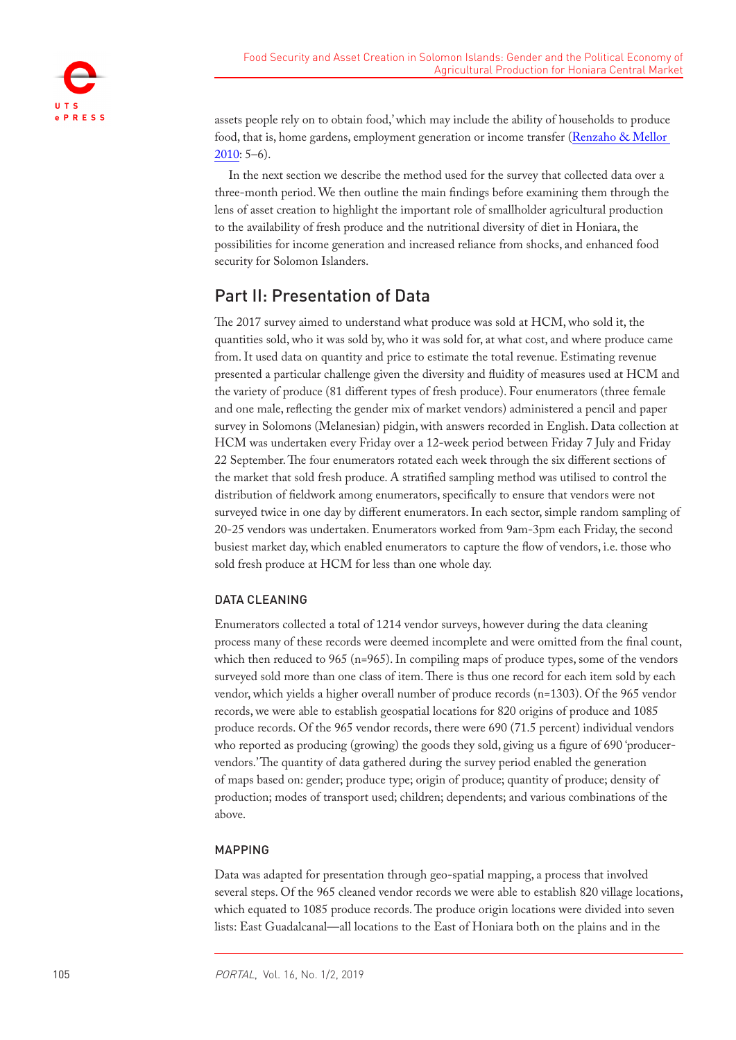assets people rely on to obtain food,' which may include the ability of households to produce food, that is, home gardens, employment generation or income transfer (Renzaho & Mellor 2010: 5–6).

In the next section we describe the method used for the survey that collected data over a three-month period. We then outline the main findings before examining them through the lens of asset creation to highlight the important role of smallholder agricultural production to the availability of fresh produce and the nutritional diversity of diet in Honiara, the possibilities for income generation and increased reliance from shocks, and enhanced food security for Solomon Islanders.

## Part II: Presentation of Data

The 2017 survey aimed to understand what produce was sold at HCM, who sold it, the quantities sold, who it was sold by, who it was sold for, at what cost, and where produce came from. It used data on quantity and price to estimate the total revenue. Estimating revenue presented a particular challenge given the diversity and fluidity of measures used at HCM and the variety of produce (81 different types of fresh produce). Four enumerators (three female and one male, reflecting the gender mix of market vendors) administered a pencil and paper survey in Solomons (Melanesian) pidgin, with answers recorded in English. Data collection at HCM was undertaken every Friday over a 12-week period between Friday 7 July and Friday 22 September. The four enumerators rotated each week through the six different sections of the market that sold fresh produce. A stratified sampling method was utilised to control the distribution of fieldwork among enumerators, specifically to ensure that vendors were not surveyed twice in one day by different enumerators. In each sector, simple random sampling of 20-25 vendors was undertaken. Enumerators worked from 9am-3pm each Friday, the second busiest market day, which enabled enumerators to capture the flow of vendors, i.e. those who sold fresh produce at HCM for less than one whole day.

### DATA CLEANING

Enumerators collected a total of 1214 vendor surveys, however during the data cleaning process many of these records were deemed incomplete and were omitted from the final count, which then reduced to 965 (n=965). In compiling maps of produce types, some of the vendors surveyed sold more than one class of item. There is thus one record for each item sold by each vendor, which yields a higher overall number of produce records (n=1303). Of the 965 vendor records, we were able to establish geospatial locations for 820 origins of produce and 1085 produce records. Of the 965 vendor records, there were 690 (71.5 percent) individual vendors who reported as producing (growing) the goods they sold, giving us a figure of 690 'producer-vendors.' The quantity of data gathered during the survey period enabled the generation of maps based on: gender; produce type; origin of produce; quantity of produce; density of production; modes of transport used; children; dependents; and various combinations of the above.

### MAPPING

Data was adapted for presentation through geo-spatial mapping, a process that involved several steps. Of the 965 cleaned vendor records we were able to establish 820 village locations, which equated to 1085 produce records. The produce origin locations were divided into seven lists: East Guadalcanal—all locations to the East of Honiara both on the plains and in the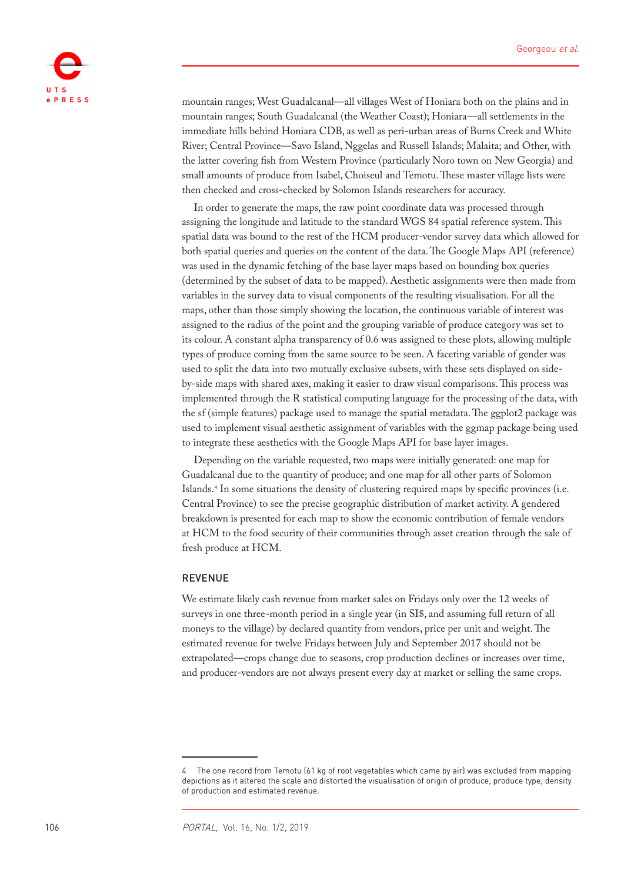mountain ranges; West Guadalcanal—all villages West of Honiara both on the plains and in mountain ranges; South Guadalcanal (the Weather Coast); Honiara—all settlements in the immediate hills behind Honiara CDB, as well as peri-urban areas of Burns Creek and White River; Central Province—Savo Island, Nggelas and Russell Islands; Malaita; and Other, with the latter covering fish from Western Province (particularly Noro town on New Georgia) and small amounts of produce from Isabel, Choiseul and Temotu. These master village lists were then checked and cross-checked by Solomon Islands researchers for accuracy.

In order to generate the maps, the raw point coordinate data was processed through assigning the longitude and latitude to the standard WGS 84 spatial reference system. This spatial data was bound to the rest of the HCM producer-vendor survey data which allowed for both spatial queries and queries on the content of the data. The Google Maps API (reference) was used in the dynamic fetching of the base layer maps based on bounding box queries (determined by the subset of data to be mapped). Aesthetic assignments were then made from variables in the survey data to visual components of the resulting visualisation. For all the maps, other than those simply showing the location, the continuous variable of interest was assigned to the radius of the point and the grouping variable of produce category was set to its colour. A constant alpha transparency of 0.6 was assigned to these plots, allowing multiple types of produce coming from the same source to be seen. A faceting variable of gender was used to split the data into two mutually exclusive subsets, with these sets displayed on side-by-side maps with shared axes, making it easier to draw visual comparisons. This process was implemented through the R statistical computing language for the processing of the data, with the sf (simple features) package used to manage the spatial metadata. The ggplot2 package was used to implement visual aesthetic assignment of variables with the ggmap package being used to integrate these aesthetics with the Google Maps API for base layer images.

Depending on the variable requested, two maps were initially generated: one map for Guadalcanal due to the quantity of produce; and one map for all other parts of Solomon Islands.[4] In some situations the density of clustering required maps by specific provinces (i.e. Central Province) to see the precise geographic distribution of market activity. A gendered breakdown is presented for each map to show the economic contribution of female vendors at HCM to the food security of their communities through asset creation through the sale of fresh produce at HCM.

## REVENUE

We estimate likely cash revenue from market sales on Fridays only over the 12 weeks of surveys in one three-month period in a single year (in SI$, and assuming full return of all moneys to the village) by declared quantity from vendors, price per unit and weight. The estimated revenue for twelve Fridays between July and September 2017 should not be extrapolated—crops change due to seasons, crop production declines or increases over time, and producer-vendors are not always present every day at market or selling the same crops.

---

4 The one record from Temotu (61 kg of root vegetables which came by air) was excluded from mapping depictions as it altered the scale and distorted the visualisation of origin of produce, produce type, density of production and estimated revenue.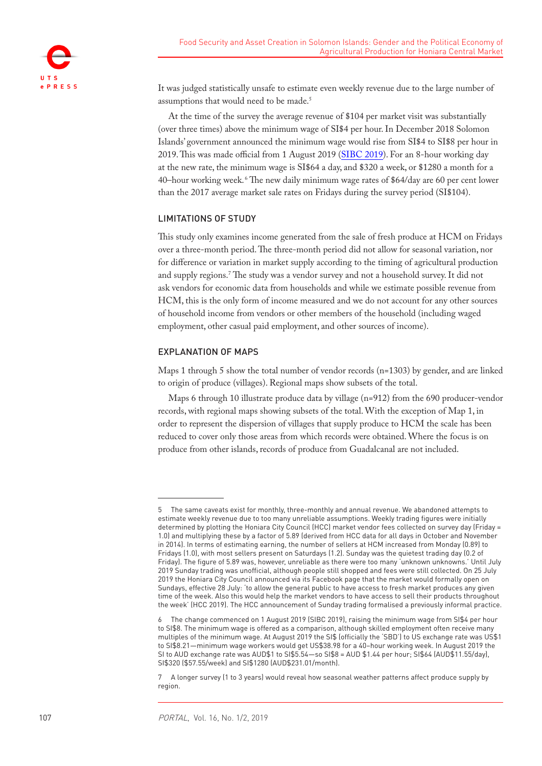It was judged statistically unsafe to estimate even weekly revenue due to the large number of assumptions that would need to be made.[5]

At the time of the survey the average revenue of $104 per market visit was substantially (over three times) above the minimum wage of SI$4 per hour. In December 2018 Solomon Islands' government announced the minimum wage would rise from SI$4 to SI$8 per hour in 2019. This was made official from 1 August 2019 (SIBC 2019). For an 8-hour working day at the new rate, the minimum wage is SI$64 a day, and $320 a week, or $1280 a month for a 40–hour working week.[6] The new daily minimum wage rates of $64/day are 60 per cent lower than the 2017 average market sale rates on Fridays during the survey period (SI$104).

## LIMITATIONS OF STUDY

This study only examines income generated from the sale of fresh produce at HCM on Fridays over a three-month period. The three-month period did not allow for seasonal variation, nor for difference or variation in market supply according to the timing of agricultural production and supply regions.[7] The study was a vendor survey and not a household survey. It did not ask vendors for economic data from households and while we estimate possible revenue from HCM, this is the only form of income measured and we do not account for any other sources of household income from vendors or other members of the household (including waged employment, other casual paid employment, and other sources of income).

## EXPLANATION OF MAPS

Maps 1 through 5 show the total number of vendor records (n=1303) by gender, and are linked to origin of produce (villages). Regional maps show subsets of the total.

Maps 6 through 10 illustrate produce data by village (n=912) from the 690 producer-vendor records, with regional maps showing subsets of the total. With the exception of Map 1, in order to represent the dispersion of villages that supply produce to HCM the scale has been reduced to cover only those areas from which records were obtained. Where the focus is on produce from other islands, records of produce from Guadalcanal are not included.

---

5 The same caveats exist for monthly, three-monthly and annual revenue. We abandoned attempts to estimate weekly revenue due to too many unreliable assumptions. Weekly trading figures were initially determined by plotting the Honiara City Council (HCC) market vendor fees collected on survey day (Friday = 1.0) and multiplying these by a factor of 5.89 (derived from HCC data for all days in October and November in 2014). In terms of estimating earning, the number of sellers at HCM increased from Monday (0.89) to Fridays (1.0), with most sellers present on Saturdays (1.2). Sunday was the quietest trading day (0.2 of Friday). The figure of 5.89 was, however, unreliable as there were too many 'unknown unknowns.' Until July 2019 Sunday trading was unofficial, although people still shopped and fees were still collected. On 25 July 2019 the Honiara City Council announced via its Facebook page that the market would formally open on Sundays, effective 28 July: 'to allow the general public to have access to fresh market produces any given time of the week. Also this would help the market vendors to have access to sell their products throughout the week' (HCC 2019). The HCC announcement of Sunday trading formalised a previously informal practice.

6 The change commenced on 1 August 2019 (SIBC 2019), raising the minimum wage from SI$4 per hour to SI$8. The minimum wage is offered as a comparison, although skilled employment often receive many multiples of the minimum wage. At August 2019 the SI$ (officially the 'SBD') to US exchange rate was US$1 to SI$8.21—minimum wage workers would get US$38.98 for a 40–hour working week. In August 2019 the SI to AUD exchange rate was AUD$1 to SI$5.54—so SI$8 = AUD $1.44 per hour; SI$64 (AUD$11.55/day), SI$320 ($57.55/week) and SI$1280 (AUD$231.01/month).

7 A longer survey (1 to 3 years) would reveal how seasonal weather patterns affect produce supply by region.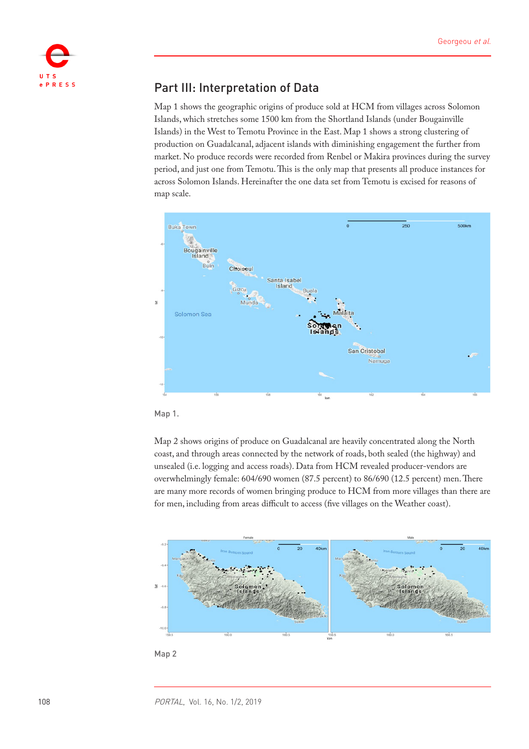## Part III: Interpretation of Data

Map 1 shows the geographic origins of produce sold at HCM from villages across Solomon Islands, which stretches some 1500 km from the Shortland Islands (under Bougainville Islands) in the West to Temotu Province in the East. Map 1 shows a strong clustering of production on Guadalcanal, adjacent islands with diminishing engagement the further from market. No produce records were recorded from Renbel or Makira provinces during the survey period, and just one from Temotu. This is the only map that presents all produce instances for across Solomon Islands. Hereinafter the one data set from Temotu is excised for reasons of map scale.

Map 1.

Map 2 shows origins of produce on Guadalcanal are heavily concentrated along the North coast, and through areas connected by the network of roads, both sealed (the highway) and unsealed (i.e. logging and access roads). Data from HCM revealed producer-vendors are overwhelmingly female: 604/690 women (87.5 percent) to 86/690 (12.5 percent) men. There are many more records of women bringing produce to HCM from more villages than there are for men, including from areas difficult to access (five villages on the Weather coast).

Map 2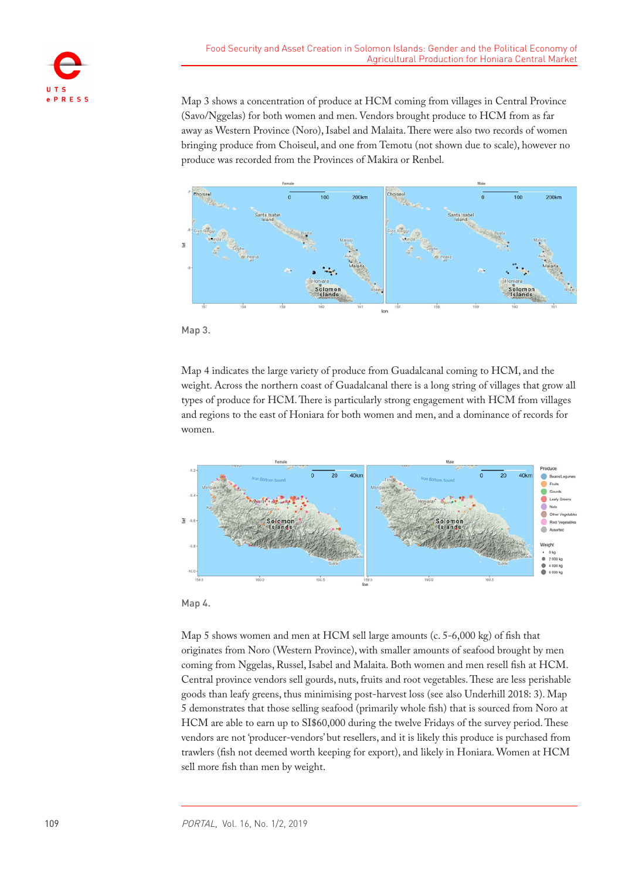Map 3 shows a concentration of produce at HCM coming from villages in Central Province (Savo/Nggelas) for both women and men. Vendors brought produce to HCM from as far away as Western Province (Noro), Isabel and Malaita. There were also two records of women bringing produce from Choiseul, and one from Temotu (not shown due to scale), however no produce was recorded from the Provinces of Makira or Renbel.

Map 3.

Map 4 indicates the large variety of produce from Guadalcanal coming to HCM, and the weight. Across the northern coast of Guadalcanal there is a long string of villages that grow all types of produce for HCM. There is particularly strong engagement with HCM from villages and regions to the east of Honiara for both women and men, and a dominance of records for women.

Map 4.

Map 5 shows women and men at HCM sell large amounts (c. 5-6,000 kg) of fish that originates from Noro (Western Province), with smaller amounts of seafood brought by men coming from Nggelas, Russel, Isabel and Malaita. Both women and men resell fish at HCM. Central province vendors sell gourds, nuts, fruits and root vegetables. These are less perishable goods than leafy greens, thus minimising post-harvest loss (see also Underhill 2018: 3). Map 5 demonstrates that those selling seafood (primarily whole fish) that is sourced from Noro at HCM are able to earn up to SI$60,000 during the twelve Fridays of the survey period. These vendors are not 'producer-vendors' but resellers, and it is likely this produce is purchased from trawlers (fish not deemed worth keeping for export), and likely in Honiara. Women at HCM sell more fish than men by weight.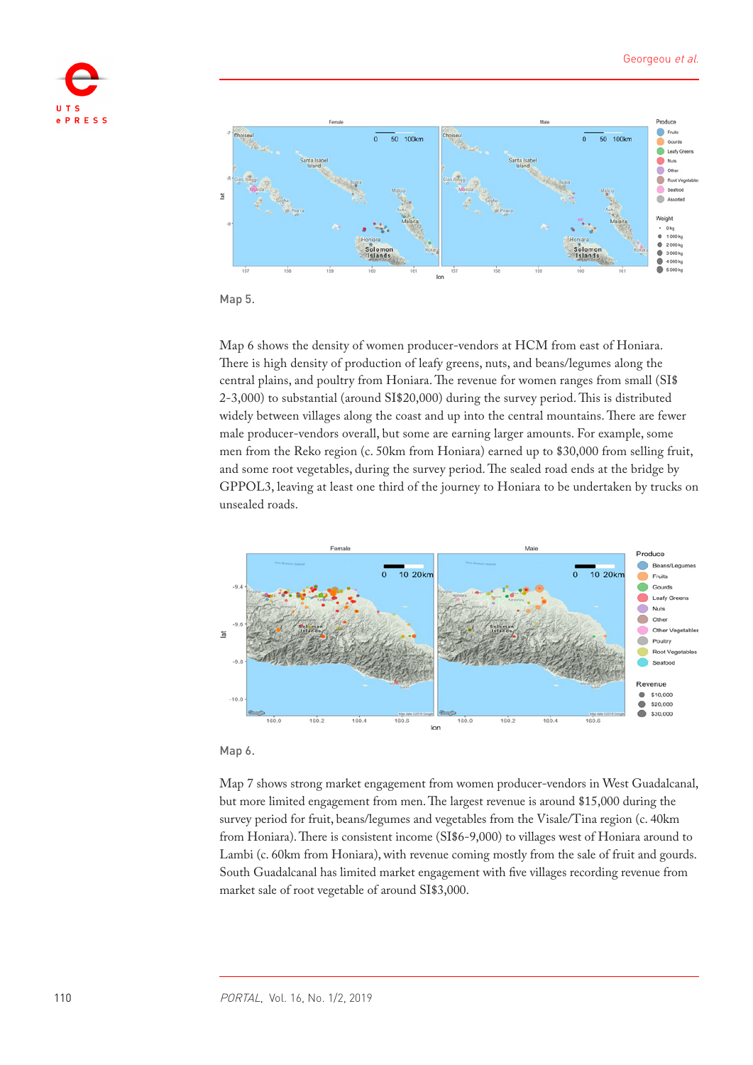Map 5.

Map 6 shows the density of women producer-vendors at HCM from east of Honiara. There is high density of production of leafy greens, nuts, and beans/legumes along the central plains, and poultry from Honiara. The revenue for women ranges from small (SI$ 2-3,000) to substantial (around SI$20,000) during the survey period. This is distributed widely between villages along the coast and up into the central mountains. There are fewer male producer-vendors overall, but some are earning larger amounts. For example, some men from the Reko region (c. 50km from Honiara) earned up to $30,000 from selling fruit, and some root vegetables, during the survey period. The sealed road ends at the bridge by GPPOL3, leaving at least one third of the journey to Honiara to be undertaken by trucks on unsealed roads.

Map 6.

Map 7 shows strong market engagement from women producer-vendors in West Guadalcanal, but more limited engagement from men. The largest revenue is around $15,000 during the survey period for fruit, beans/legumes and vegetables from the Visale/Tina region (c. 40km from Honiara). There is consistent income (SI$6-9,000) to villages west of Honiara around to Lambi (c. 60km from Honiara), with revenue coming mostly from the sale of fruit and gourds. South Guadalcanal has limited market engagement with five villages recording revenue from market sale of root vegetable of around SI$3,000.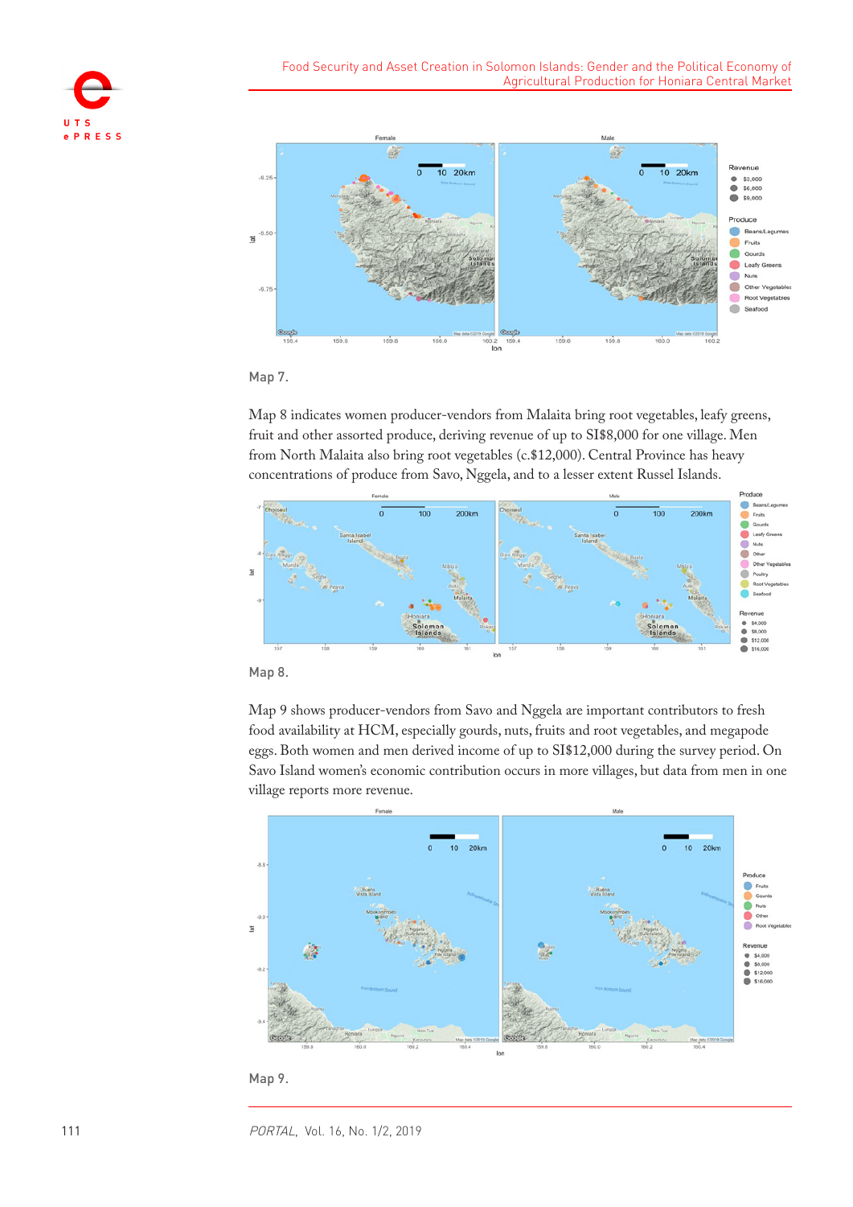Map 7.

Map 8 indicates women producer-vendors from Malaita bring root vegetables, leafy greens, fruit and other assorted produce, deriving revenue of up to SI$8,000 for one village. Men from North Malaita also bring root vegetables (c.$12,000). Central Province has heavy concentrations of produce from Savo, Nggela, and to a lesser extent Russel Islands.

Map 8.

Map 9 shows producer-vendors from Savo and Nggela are important contributors to fresh food availability at HCM, especially gourds, nuts, fruits and root vegetables, and megapode eggs. Both women and men derived income of up to SI$12,000 during the survey period. On Savo Island women's economic contribution occurs in more villages, but data from men in one village reports more revenue.

Map 9.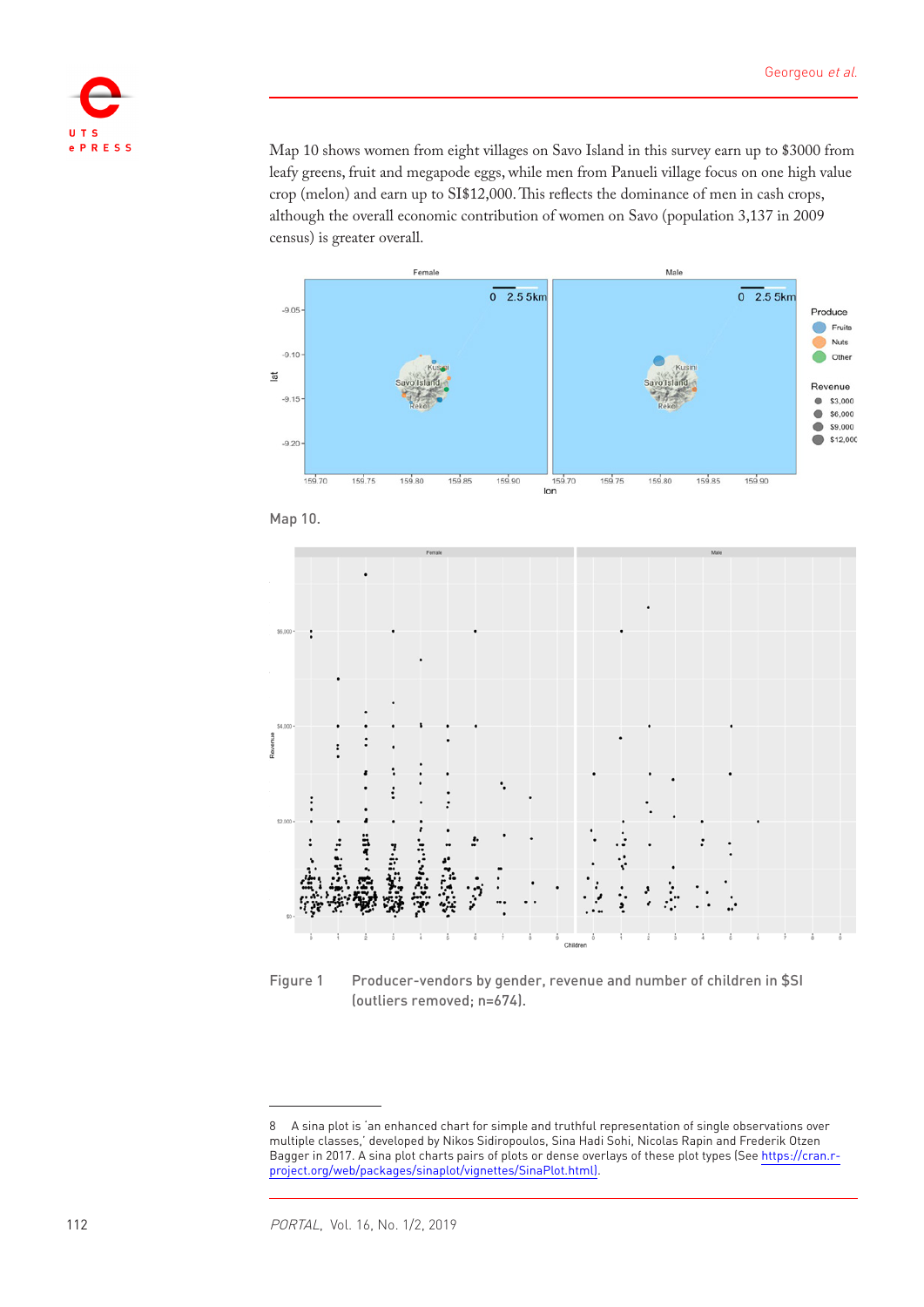Map 10 shows women from eight villages on Savo Island in this survey earn up to $3000 from leafy greens, fruit and megapode eggs, while men from Panueli village focus on one high value crop (melon) and earn up to SI$12,000. This reflects the dominance of men in cash crops, although the overall economic contribution of women on Savo (population 3,137 in 2009 census) is greater overall.

Map 10.

Figure 1 Producer-vendors by gender, revenue and number of children in $SI (outliers removed; n=674).

---

8 A sina plot is 'an enhanced chart for simple and truthful representation of single observations over multiple classes,' developed by Nikos Sidiropoulos, Sina Hadi Sohi, Nicolas Rapin and Frederik Otzen Bagger in 2017. A sina plot charts pairs of plots or dense overlays of these plot types (See https://cran.r-project.org/web/packages/sinaplot/vignettes/SinaPlot.html).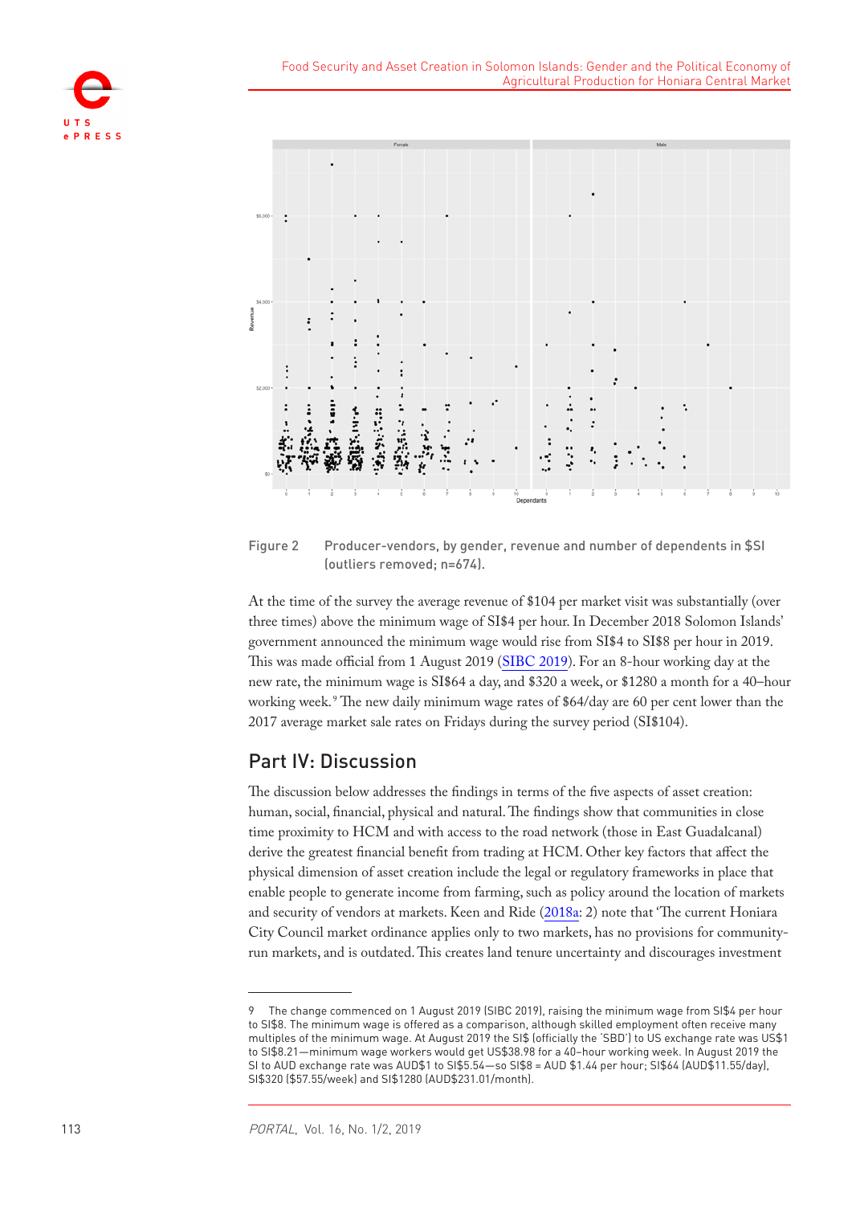Figure 2 Producer-vendors, by gender, revenue and number of dependents in $SI (outliers removed; n=674).

At the time of the survey the average revenue of $104 per market visit was substantially (over three times) above the minimum wage of SI$4 per hour. In December 2018 Solomon Islands' government announced the minimum wage would rise from SI$4 to SI$8 per hour in 2019. This was made official from 1 August 2019 (SIBC 2019). For an 8-hour working day at the new rate, the minimum wage is SI$64 a day, and $320 a week, or $1280 a month for a 40–hour working week.[9] The new daily minimum wage rates of $64/day are 60 per cent lower than the 2017 average market sale rates on Fridays during the survey period (SI$104).

## Part IV: Discussion

The discussion below addresses the findings in terms of the five aspects of asset creation: human, social, financial, physical and natural. The findings show that communities in close time proximity to HCM and with access to the road network (those in East Guadalcanal) derive the greatest financial benefit from trading at HCM. Other key factors that affect the physical dimension of asset creation include the legal or regulatory frameworks in place that enable people to generate income from farming, such as policy around the location of markets and security of vendors at markets. Keen and Ride (2018a: 2) note that 'The current Honiara City Council market ordinance applies only to two markets, has no provisions for community-run markets, and is outdated. This creates land tenure uncertainty and discourages investment

9 The change commenced on 1 August 2019 (SIBC 2019), raising the minimum wage from SI$4 per hour to SI$8. The minimum wage is offered as a comparison, although skilled employment often receive many multiples of the minimum wage. At August 2019 the SI$ (officially the 'SBD') to US exchange rate was US$1 to SI$8.21—minimum wage workers would get US$38.98 for a 40–hour working week. In August 2019 the SI to AUD exchange rate was AUD$1 to SI$5.54—so SI$8 = AUD $1.44 per hour; SI$64 (AUD$11.55/day), SI$320 ($57.55/week) and SI$1280 (AUD$231.01/month).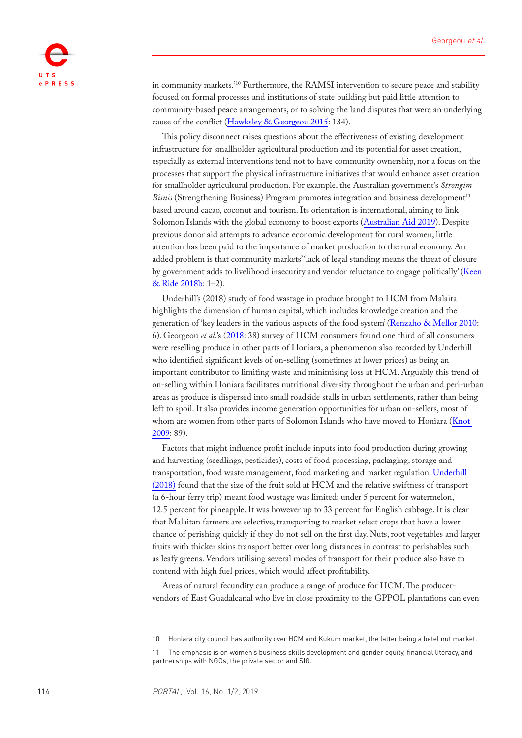in community markets.'[10] Furthermore, the RAMSI intervention to secure peace and stability focused on formal processes and institutions of state building but paid little attention to community-based peace arrangements, or to solving the land disputes that were an underlying cause of the conflict (Hawksley & Georgeou 2015: 134).

This policy disconnect raises questions about the effectiveness of existing development infrastructure for smallholder agricultural production and its potential for asset creation, especially as external interventions tend not to have community ownership, nor a focus on the processes that support the physical infrastructure initiatives that would enhance asset creation for smallholder agricultural production. For example, the Australian government's *Strongim Bisnis* (Strengthening Business) Program promotes integration and business development[11] based around cacao, coconut and tourism. Its orientation is international, aiming to link Solomon Islands with the global economy to boost exports (Australian Aid 2019). Despite previous donor aid attempts to advance economic development for rural women, little attention has been paid to the importance of market production to the rural economy. An added problem is that community markets' 'lack of legal standing means the threat of closure by government adds to livelihood insecurity and vendor reluctance to engage politically' (Keen & Ride 2018b: 1–2).

Underhill's (2018) study of food wastage in produce brought to HCM from Malaita highlights the dimension of human capital, which includes knowledge creation and the generation of 'key leaders in the various aspects of the food system' (Renzaho & Mellor 2010: 6). Georgeou *et al.*'s (2018: 38) survey of HCM consumers found one third of all consumers were reselling produce in other parts of Honiara, a phenomenon also recorded by Underhill who identified significant levels of on-selling (sometimes at lower prices) as being an important contributor to limiting waste and minimising loss at HCM. Arguably this trend of on-selling within Honiara facilitates nutritional diversity throughout the urban and peri-urban areas as produce is dispersed into small roadside stalls in urban settlements, rather than being left to spoil. It also provides income generation opportunities for urban on-sellers, most of whom are women from other parts of Solomon Islands who have moved to Honiara (Knot 2009: 89).

Factors that might influence profit include inputs into food production during growing and harvesting (seedlings, pesticides), costs of food processing, packaging, storage and transportation, food waste management, food marketing and market regulation. Underhill (2018) found that the size of the fruit sold at HCM and the relative swiftness of transport (a 6-hour ferry trip) meant food wastage was limited: under 5 percent for watermelon, 12.5 percent for pineapple. It was however up to 33 percent for English cabbage. It is clear that Malaitan farmers are selective, transporting to market select crops that have a lower chance of perishing quickly if they do not sell on the first day. Nuts, root vegetables and larger fruits with thicker skins transport better over long distances in contrast to perishables such as leafy greens. Vendors utilising several modes of transport for their produce also have to contend with high fuel prices, which would affect profitability.

Areas of natural fecundity can produce a range of produce for HCM. The producer-vendors of East Guadalcanal who live in close proximity to the GPPOL plantations can even

---

10 Honiara city council has authority over HCM and Kukum market, the latter being a betel nut market.

11 The emphasis is on women's business skills development and gender equity, financial literacy, and partnerships with NGOs, the private sector and SIG.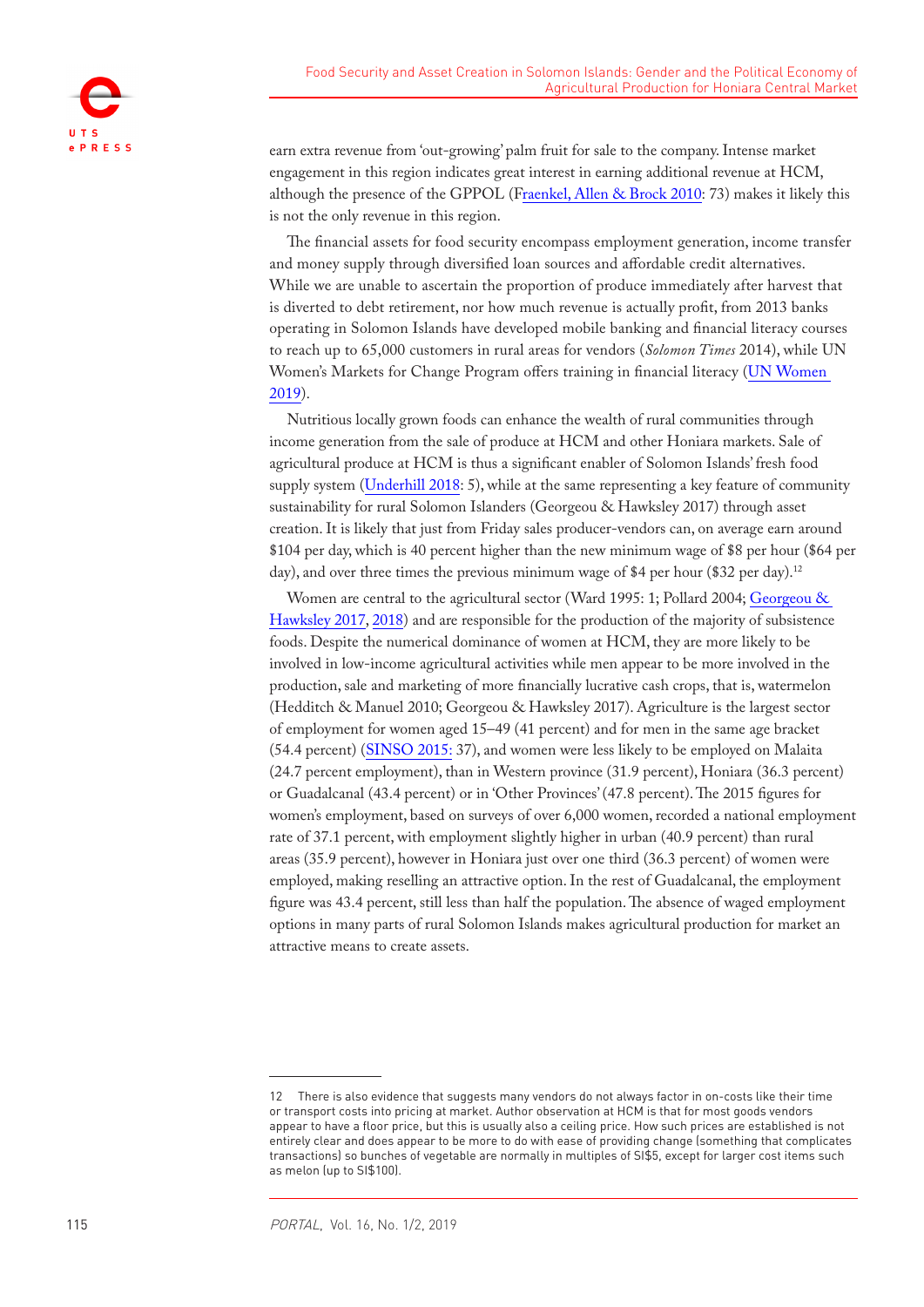earn extra revenue from 'out-growing' palm fruit for sale to the company. Intense market engagement in this region indicates great interest in earning additional revenue at HCM, although the presence of the GPPOL (Fraenkel, Allen & Brock 2010: 73) makes it likely this is not the only revenue in this region.

The financial assets for food security encompass employment generation, income transfer and money supply through diversified loan sources and affordable credit alternatives. While we are unable to ascertain the proportion of produce immediately after harvest that is diverted to debt retirement, nor how much revenue is actually profit, from 2013 banks operating in Solomon Islands have developed mobile banking and financial literacy courses to reach up to 65,000 customers in rural areas for vendors (*Solomon Times* 2014), while UN Women's Markets for Change Program offers training in financial literacy (UN Women 2019).

Nutritious locally grown foods can enhance the wealth of rural communities through income generation from the sale of produce at HCM and other Honiara markets. Sale of agricultural produce at HCM is thus a significant enabler of Solomon Islands' fresh food supply system (Underhill 2018: 5), while at the same representing a key feature of community sustainability for rural Solomon Islanders (Georgeou & Hawksley 2017) through asset creation. It is likely that just from Friday sales producer-vendors can, on average earn around $104 per day, which is 40 percent higher than the new minimum wage of $8 per hour ($64 per day), and over three times the previous minimum wage of $4 per hour ($32 per day).[12]

Women are central to the agricultural sector (Ward 1995: 1; Pollard 2004; Georgeou & Hawksley 2017, 2018) and are responsible for the production of the majority of subsistence foods. Despite the numerical dominance of women at HCM, they are more likely to be involved in low-income agricultural activities while men appear to be more involved in the production, sale and marketing of more financially lucrative cash crops, that is, watermelon (Hedditch & Manuel 2010; Georgeou & Hawksley 2017). Agriculture is the largest sector of employment for women aged 15–49 (41 percent) and for men in the same age bracket (54.4 percent) (SINSO 2015: 37), and women were less likely to be employed on Malaita (24.7 percent employment), than in Western province (31.9 percent), Honiara (36.3 percent) or Guadalcanal (43.4 percent) or in 'Other Provinces' (47.8 percent). The 2015 figures for women's employment, based on surveys of over 6,000 women, recorded a national employment rate of 37.1 percent, with employment slightly higher in urban (40.9 percent) than rural areas (35.9 percent), however in Honiara just over one third (36.3 percent) of women were employed, making reselling an attractive option. In the rest of Guadalcanal, the employment figure was 43.4 percent, still less than half the population. The absence of waged employment options in many parts of rural Solomon Islands makes agricultural production for market an attractive means to create assets.

---

12 There is also evidence that suggests many vendors do not always factor in on-costs like their time or transport costs into pricing at market. Author observation at HCM is that for most goods vendors appear to have a floor price, but this is usually also a ceiling price. How such prices are established is not entirely clear and does appear to be more to do with ease of providing change (something that complicates transactions) so bunches of vegetable are normally in multiples of SI$5, except for larger cost items such as melon (up to SI$100).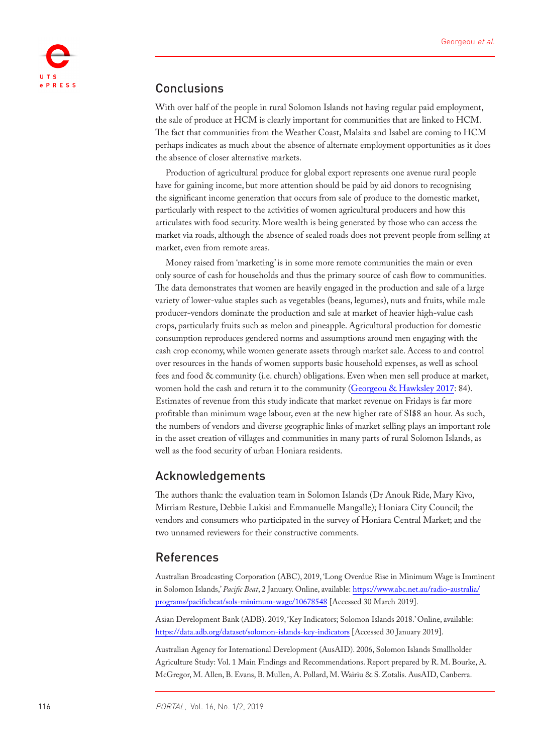## Conclusions

With over half of the people in rural Solomon Islands not having regular paid employment, the sale of produce at HCM is clearly important for communities that are linked to HCM. The fact that communities from the Weather Coast, Malaita and Isabel are coming to HCM perhaps indicates as much about the absence of alternate employment opportunities as it does the absence of closer alternative markets.

Production of agricultural produce for global export represents one avenue rural people have for gaining income, but more attention should be paid by aid donors to recognising the significant income generation that occurs from sale of produce to the domestic market, particularly with respect to the activities of women agricultural producers and how this articulates with food security. More wealth is being generated by those who can access the market via roads, although the absence of sealed roads does not prevent people from selling at market, even from remote areas.

Money raised from 'marketing' is in some more remote communities the main or even only source of cash for households and thus the primary source of cash flow to communities. The data demonstrates that women are heavily engaged in the production and sale of a large variety of lower-value staples such as vegetables (beans, legumes), nuts and fruits, while male producer-vendors dominate the production and sale at market of heavier high-value cash crops, particularly fruits such as melon and pineapple. Agricultural production for domestic consumption reproduces gendered norms and assumptions around men engaging with the cash crop economy, while women generate assets through market sale. Access to and control over resources in the hands of women supports basic household expenses, as well as school fees and food & community (i.e. church) obligations. Even when men sell produce at market, women hold the cash and return it to the community (Georgeou & Hawksley 2017: 84). Estimates of revenue from this study indicate that market revenue on Fridays is far more profitable than minimum wage labour, even at the new higher rate of SI$8 an hour. As such, the numbers of vendors and diverse geographic links of market selling plays an important role in the asset creation of villages and communities in many parts of rural Solomon Islands, as well as the food security of urban Honiara residents.

## Acknowledgements

The authors thank: the evaluation team in Solomon Islands (Dr Anouk Ride, Mary Kivo, Mirriam Resture, Debbie Lukisi and Emmanuelle Mangalle); Honiara City Council; the vendors and consumers who participated in the survey of Honiara Central Market; and the two unnamed reviewers for their constructive comments.

## References

Australian Broadcasting Corporation (ABC), 2019, 'Long Overdue Rise in Minimum Wage is Imminent in Solomon Islands,' *Pacific Beat*, 2 January. Online, available: https://www.abc.net.au/radio-australia/programs/pacificbeat/sols-minimum-wage/10678548 [Accessed 30 March 2019].

Asian Development Bank (ADB). 2019, 'Key Indicators; Solomon Islands 2018.' Online, available: https://data.adb.org/dataset/solomon-islands-key-indicators [Accessed 30 January 2019].

Australian Agency for International Development (AusAID). 2006, Solomon Islands Smallholder Agriculture Study: Vol. 1 Main Findings and Recommendations. Report prepared by R. M. Bourke, A. McGregor, M. Allen, B. Evans, B. Mullen, A. Pollard, M. Wairiu & S. Zotalis. AusAID, Canberra.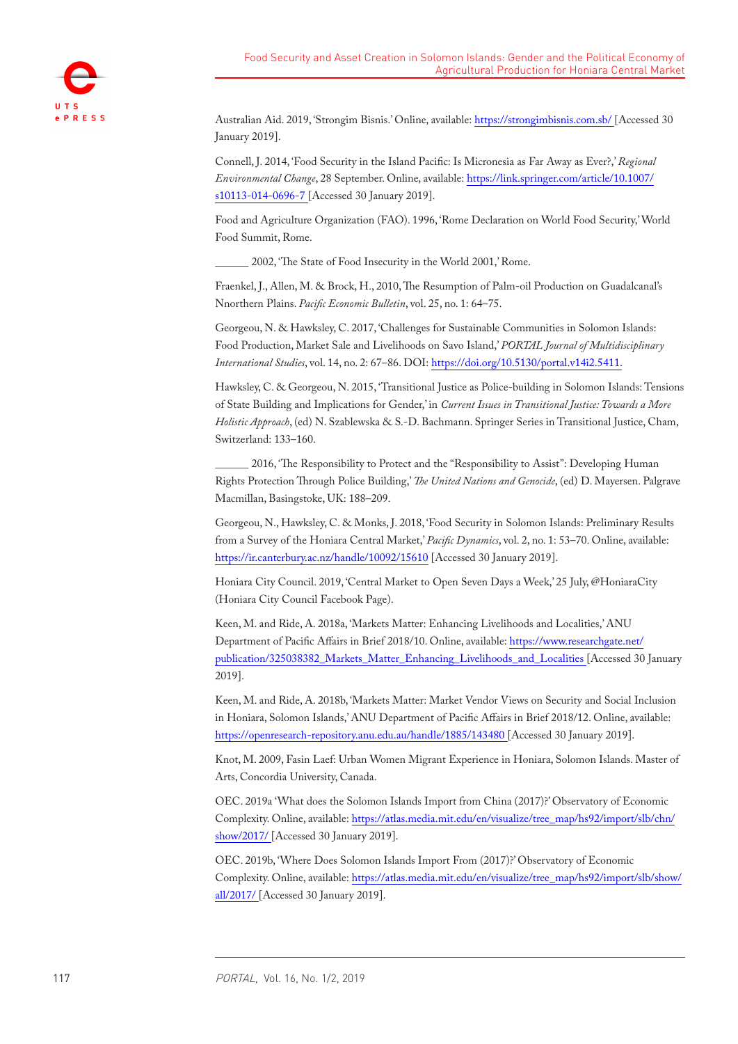Australian Aid. 2019, 'Strongim Bisnis.' Online, available: https://strongimbisnis.com.sb/ [Accessed 30 January 2019].

Connell, J. 2014, 'Food Security in the Island Pacific: Is Micronesia as Far Away as Ever?,' *Regional Environmental Change*, 28 September. Online, available: https://link.springer.com/article/10.1007/s10113-014-0696-7 [Accessed 30 January 2019].

Food and Agriculture Organization (FAO). 1996, 'Rome Declaration on World Food Security,' World Food Summit, Rome.

______ 2002, 'The State of Food Insecurity in the World 2001,' Rome.

Fraenkel, J., Allen, M. & Brock, H., 2010, The Resumption of Palm-oil Production on Guadalcanal's Nnorthern Plains. *Pacific Economic Bulletin*, vol. 25, no. 1: 64–75.

Georgeou, N. & Hawksley, C. 2017, 'Challenges for Sustainable Communities in Solomon Islands: Food Production, Market Sale and Livelihoods on Savo Island,' *PORTAL Journal of Multidisciplinary International Studies*, vol. 14, no. 2: 67–86. DOI: https://doi.org/10.5130/portal.v14i2.5411.

Hawksley, C. & Georgeou, N. 2015, 'Transitional Justice as Police-building in Solomon Islands: Tensions of State Building and Implications for Gender,' in *Current Issues in Transitional Justice: Towards a More Holistic Approach*, (ed) N. Szablewska & S.-D. Bachmann. Springer Series in Transitional Justice, Cham, Switzerland: 133–160.

______ 2016, 'The Responsibility to Protect and the "Responsibility to Assist": Developing Human Rights Protection Through Police Building,' *The United Nations and Genocide*, (ed) D. Mayersen. Palgrave Macmillan, Basingstoke, UK: 188–209.

Georgeou, N., Hawksley, C. & Monks, J. 2018, 'Food Security in Solomon Islands: Preliminary Results from a Survey of the Honiara Central Market,' *Pacific Dynamics*, vol. 2, no. 1: 53–70. Online, available: https://ir.canterbury.ac.nz/handle/10092/15610 [Accessed 30 January 2019].

Honiara City Council. 2019, 'Central Market to Open Seven Days a Week,' 25 July, @HoniaraCity (Honiara City Council Facebook Page).

Keen, M. and Ride, A. 2018a, 'Markets Matter: Enhancing Livelihoods and Localities,' ANU Department of Pacific Affairs in Brief 2018/10. Online, available: https://www.researchgate.net/publication/325038382_Markets_Matter_Enhancing_Livelihoods_and_Localities [Accessed 30 January 2019].

Keen, M. and Ride, A. 2018b, 'Markets Matter: Market Vendor Views on Security and Social Inclusion in Honiara, Solomon Islands,' ANU Department of Pacific Affairs in Brief 2018/12. Online, available: https://openresearch-repository.anu.edu.au/handle/1885/143480 [Accessed 30 January 2019].

Knot, M. 2009, Fasin Laef: Urban Women Migrant Experience in Honiara, Solomon Islands. Master of Arts, Concordia University, Canada.

OEC. 2019a 'What does the Solomon Islands Import from China (2017)?' Observatory of Economic Complexity. Online, available: https://atlas.media.mit.edu/en/visualize/tree_map/hs92/import/slb/chn/show/2017/ [Accessed 30 January 2019].

OEC. 2019b, 'Where Does Solomon Islands Import From (2017)?' Observatory of Economic Complexity. Online, available: https://atlas.media.mit.edu/en/visualize/tree_map/hs92/import/slb/show/all/2017/ [Accessed 30 January 2019].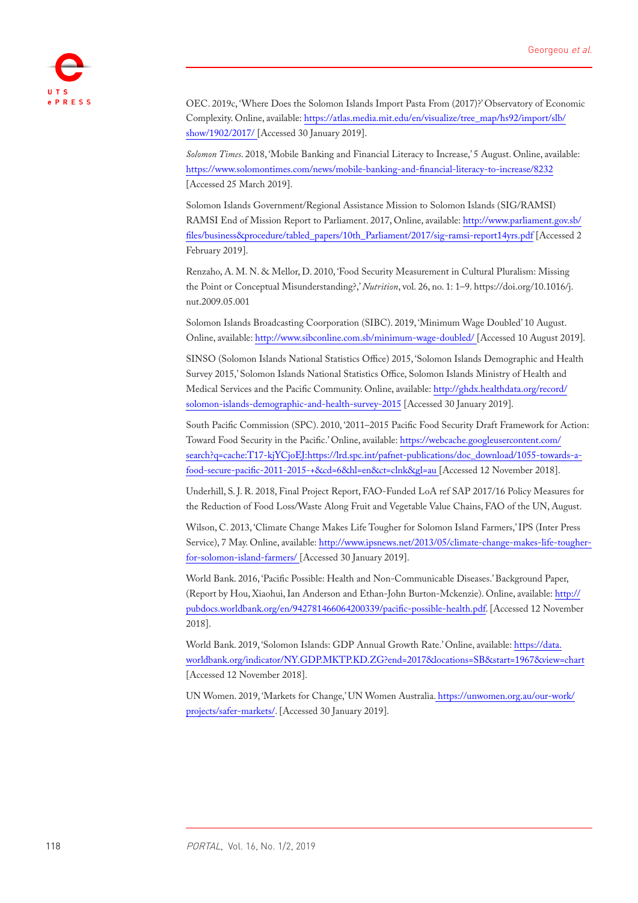OEC. 2019c, 'Where Does the Solomon Islands Import Pasta From (2017)?' Observatory of Economic Complexity. Online, available: https://atlas.media.mit.edu/en/visualize/tree_map/hs92/import/slb/show/1902/2017/ [Accessed 30 January 2019].

*Solomon Times*. 2018, 'Mobile Banking and Financial Literacy to Increase,' 5 August. Online, available: https://www.solomontimes.com/news/mobile-banking-and-financial-literacy-to-increase/8232 [Accessed 25 March 2019].

Solomon Islands Government/Regional Assistance Mission to Solomon Islands (SIG/RAMSI) RAMSI End of Mission Report to Parliament. 2017, Online, available: http://www.parliament.gov.sb/files/business&procedure/tabled_papers/10th_Parliament/2017/sig-ramsi-report14yrs.pdf [Accessed 2 February 2019].

Renzaho, A. M. N. & Mellor, D. 2010, 'Food Security Measurement in Cultural Pluralism: Missing the Point or Conceptual Misunderstanding?,' *Nutrition*, vol. 26, no. 1: 1–9. https://doi.org/10.1016/j.nut.2009.05.001

Solomon Islands Broadcasting Coorporation (SIBC). 2019, 'Minimum Wage Doubled' 10 August. Online, available: http://www.sibconline.com.sb/minimum-wage-doubled/ [Accessed 10 August 2019].

SINSO (Solomon Islands National Statistics Office) 2015, 'Solomon Islands Demographic and Health Survey 2015,' Solomon Islands National Statistics Office, Solomon Islands Ministry of Health and Medical Services and the Pacific Community. Online, available: http://ghdx.healthdata.org/record/solomon-islands-demographic-and-health-survey-2015 [Accessed 30 January 2019].

South Pacific Commission (SPC). 2010, '2011–2015 Pacific Food Security Draft Framework for Action: Toward Food Security in the Pacific.' Online, available: https://webcache.googleusercontent.com/search?q=cache:T17-kjYCjoEJ:https://lrd.spc.int/pafnet-publications/doc_download/1055-towards-a-food-secure-pacific-2011-2015-+&cd=6&hl=en&ct=clnk&gl=au [Accessed 12 November 2018].

Underhill, S. J. R. 2018, Final Project Report, FAO-Funded LoA ref SAP 2017/16 Policy Measures for the Reduction of Food Loss/Waste Along Fruit and Vegetable Value Chains, FAO of the UN, August.

Wilson, C. 2013, 'Climate Change Makes Life Tougher for Solomon Island Farmers,' IPS (Inter Press Service), 7 May. Online, available: http://www.ipsnews.net/2013/05/climate-change-makes-life-tougher-for-solomon-island-farmers/ [Accessed 30 January 2019].

World Bank. 2016, 'Pacific Possible: Health and Non-Communicable Diseases.' Background Paper, (Report by Hou, Xiaohui, Ian Anderson and Ethan-John Burton-Mckenzie). Online, available: http://pubdocs.worldbank.org/en/942781466064200339/pacific-possible-health.pdf. [Accessed 12 November 2018].

World Bank. 2019, 'Solomon Islands: GDP Annual Growth Rate.' Online, available: https://data.worldbank.org/indicator/NY.GDP.MKTP.KD.ZG?end=2017&locations=SB&start=1967&view=chart [Accessed 12 November 2018].

UN Women. 2019, 'Markets for Change,' UN Women Australia. https://unwomen.org.au/our-work/projects/safer-markets/. [Accessed 30 January 2019].